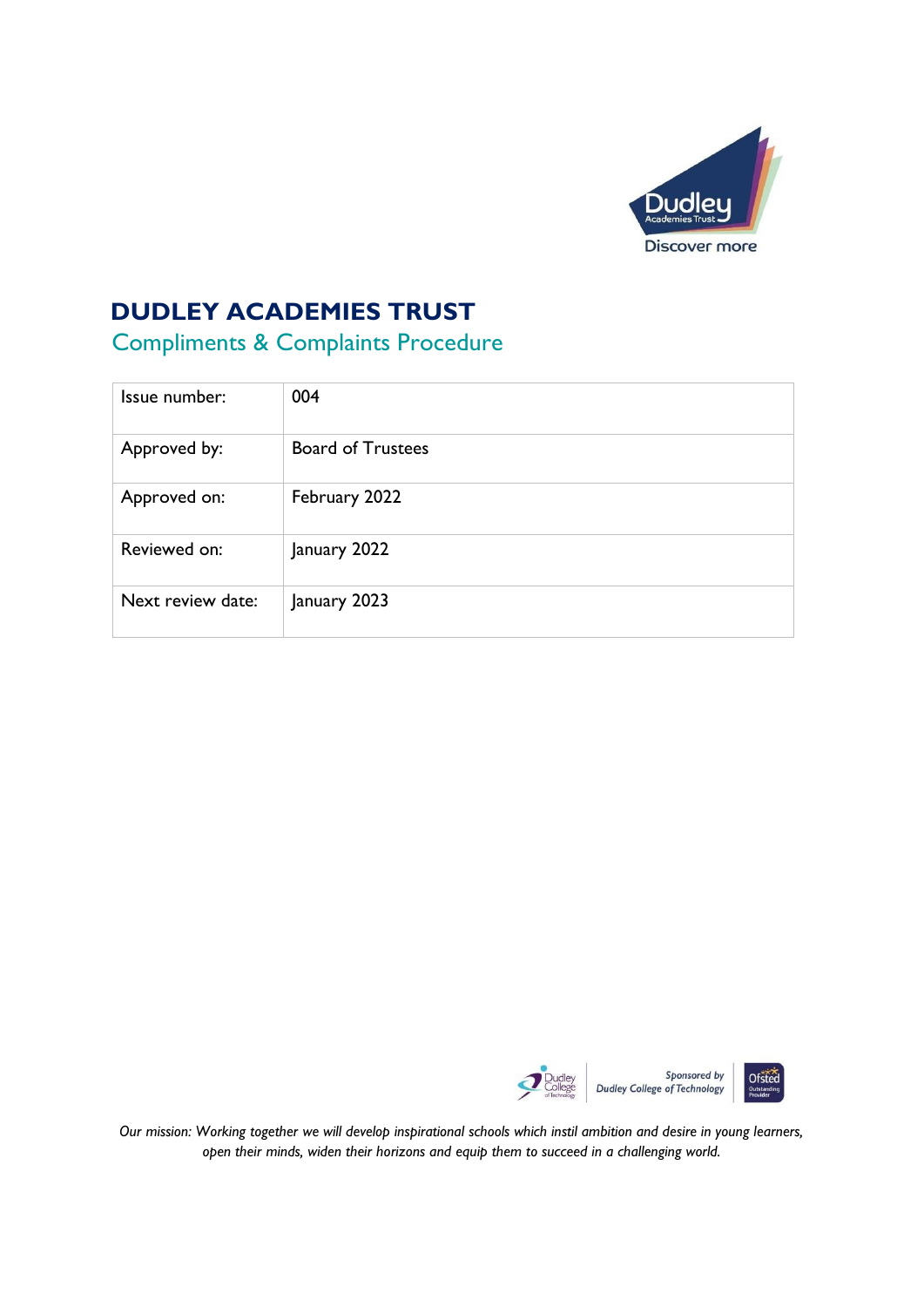# DUDLEY ACADEMIES TRUST

## Compliments & Complaints Procedure

| Issue number: | 004 |
|---|---|
| Approved by: | Board of Trustees |
| Approved on: | February 2022 |
| Reviewed on: | January 2022 |
| Next review date: | January 2023 |

*Our mission: Working together we will develop inspirational schools which instil ambition and desire in young learners, open their minds, widen their horizons and equip them to succeed in a challenging world.*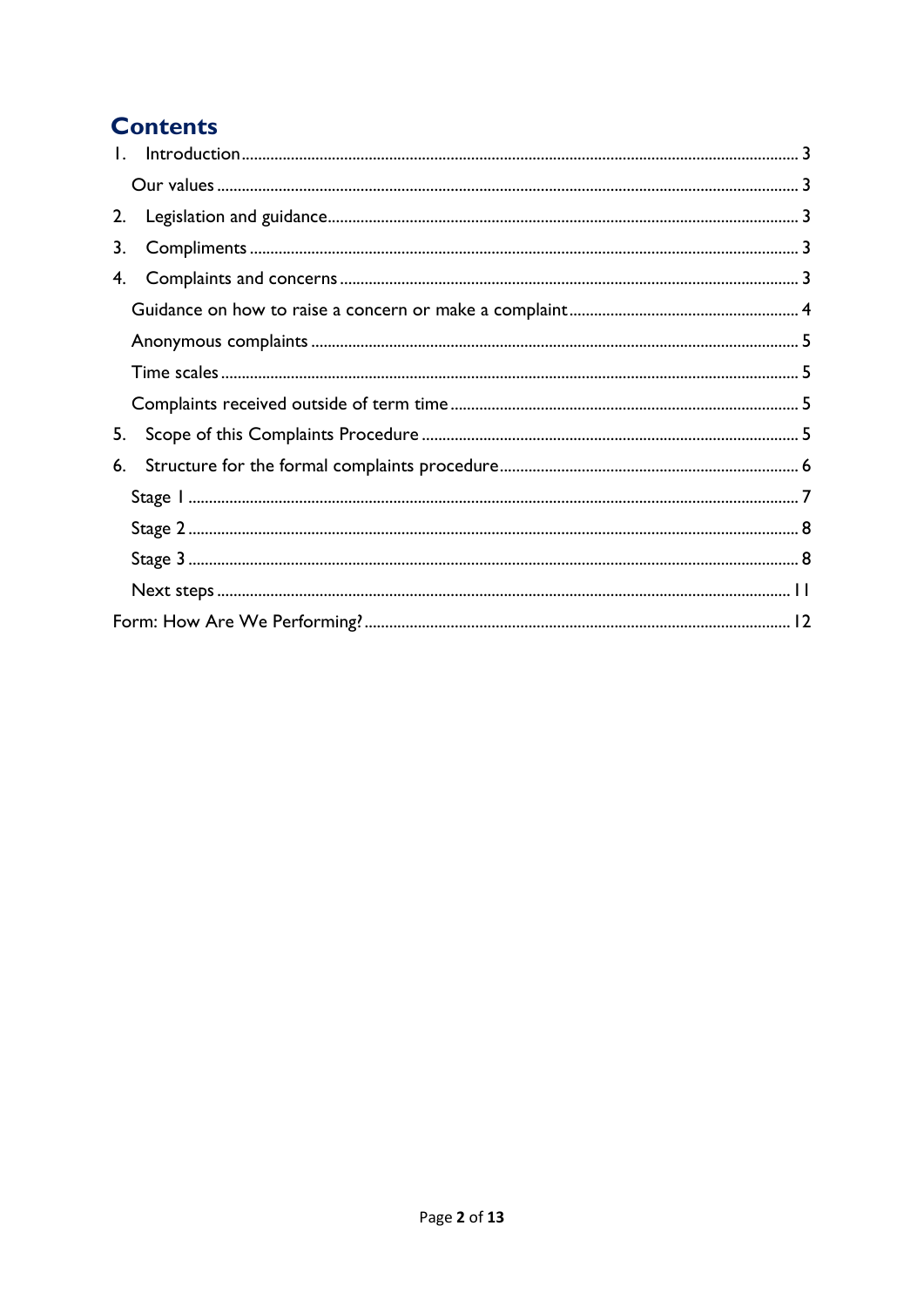# Contents

1. Introduction ........ 3
    - Our values ........ 3
2. Legislation and guidance ........ 3
3. Compliments ........ 3
4. Complaints and concerns ........ 3
    - Guidance on how to raise a concern or make a complaint ........ 4
    - Anonymous complaints ........ 5
    - Time scales ........ 5
    - Complaints received outside of term time ........ 5
5. Scope of this Complaints Procedure ........ 5
6. Structure for the formal complaints procedure ........ 6
    - Stage 1 ........ 7
    - Stage 2 ........ 8
    - Stage 3 ........ 8
    - Next steps ........ 11

Form: How Are We Performing? ........ 12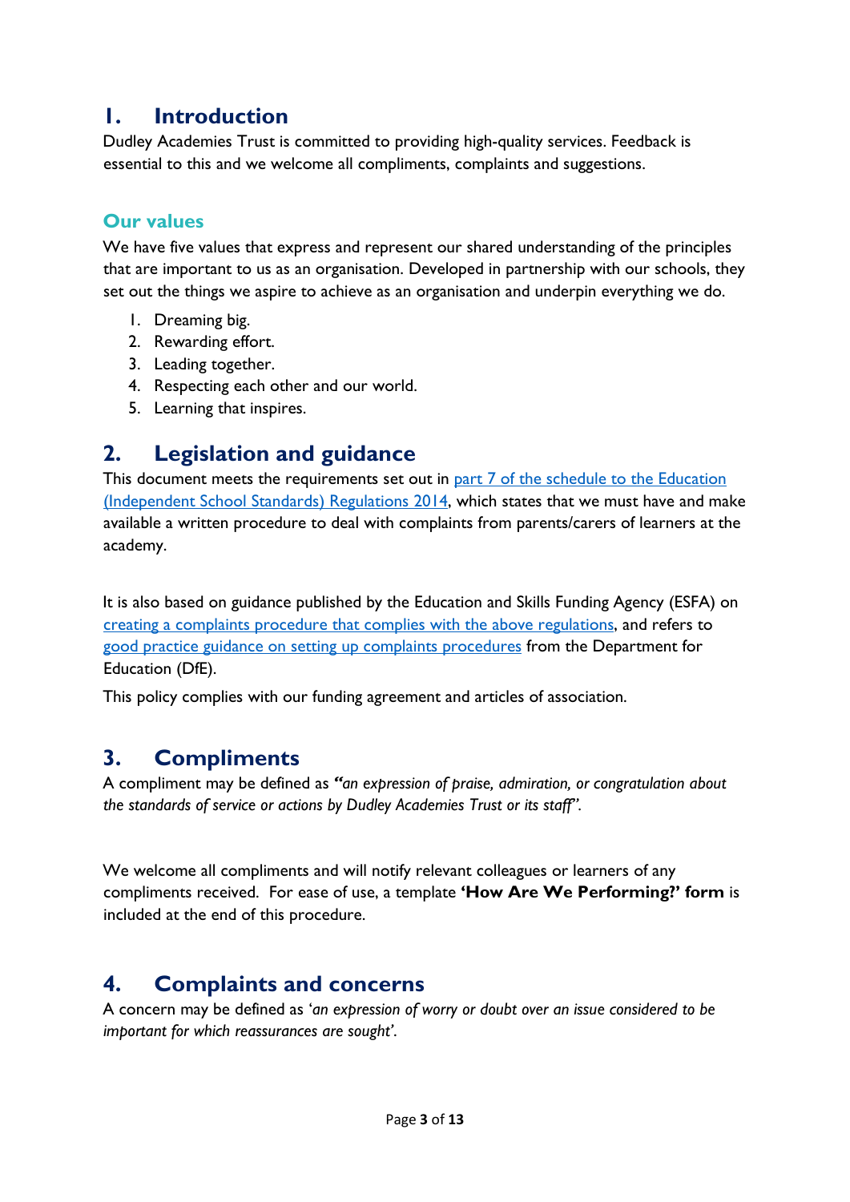## 1. Introduction

Dudley Academies Trust is committed to providing high-quality services. Feedback is essential to this and we welcome all compliments, complaints and suggestions.

### Our values

We have five values that express and represent our shared understanding of the principles that are important to us as an organisation. Developed in partnership with our schools, they set out the things we aspire to achieve as an organisation and underpin everything we do.

1. Dreaming big.
2. Rewarding effort.
3. Leading together.
4. Respecting each other and our world.
5. Learning that inspires.

## 2. Legislation and guidance

This document meets the requirements set out in part 7 of the schedule to the Education (Independent School Standards) Regulations 2014, which states that we must have and make available a written procedure to deal with complaints from parents/carers of learners at the academy.

It is also based on guidance published by the Education and Skills Funding Agency (ESFA) on creating a complaints procedure that complies with the above regulations, and refers to good practice guidance on setting up complaints procedures from the Department for Education (DfE).

This policy complies with our funding agreement and articles of association.

## 3. Compliments

A compliment may be defined as ***"**an expression of praise, admiration, or congratulation about the standards of service or actions by Dudley Academies Trust or its staff"*.

We welcome all compliments and will notify relevant colleagues or learners of any compliments received. For ease of use, a template **'How Are We Performing?' form** is included at the end of this procedure.

## 4. Complaints and concerns

A concern may be defined as '*an expression of worry or doubt over an issue considered to be important for which reassurances are sought'*.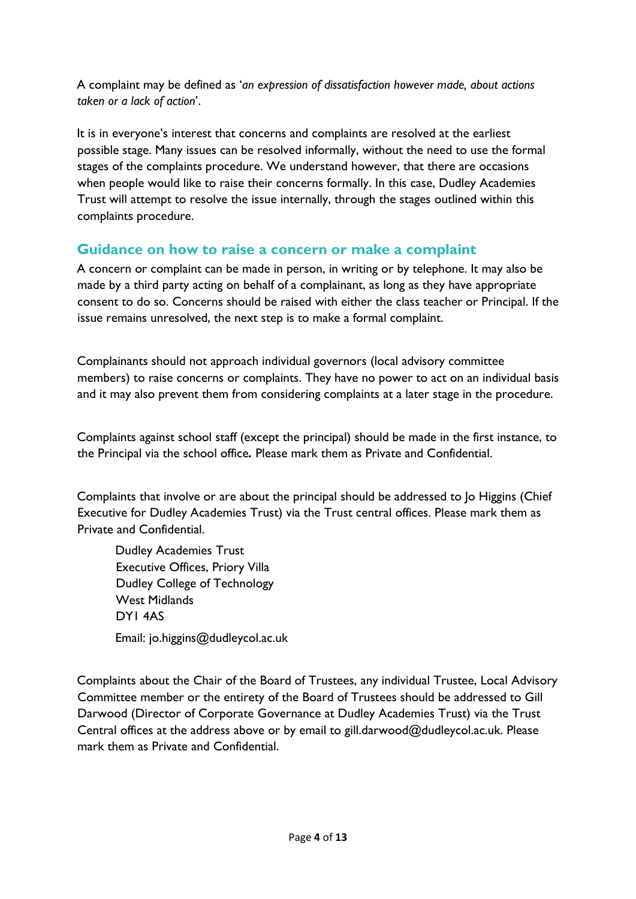A complaint may be defined as '*an expression of dissatisfaction however made, about actions taken or a lack of action*'.

It is in everyone's interest that concerns and complaints are resolved at the earliest possible stage. Many issues can be resolved informally, without the need to use the formal stages of the complaints procedure. We understand however, that there are occasions when people would like to raise their concerns formally. In this case, Dudley Academies Trust will attempt to resolve the issue internally, through the stages outlined within this complaints procedure.

## Guidance on how to raise a concern or make a complaint

A concern or complaint can be made in person, in writing or by telephone. It may also be made by a third party acting on behalf of a complainant, as long as they have appropriate consent to do so. Concerns should be raised with either the class teacher or Principal. If the issue remains unresolved, the next step is to make a formal complaint.

Complainants should not approach individual governors (local advisory committee members) to raise concerns or complaints. They have no power to act on an individual basis and it may also prevent them from considering complaints at a later stage in the procedure.

Complaints against school staff (except the principal) should be made in the first instance, to the Principal via the school office**.** Please mark them as Private and Confidential.

Complaints that involve or are about the principal should be addressed to Jo Higgins (Chief Executive for Dudley Academies Trust) via the Trust central offices. Please mark them as Private and Confidential.

Dudley Academies Trust
Executive Offices, Priory Villa
Dudley College of Technology
West Midlands
DY1 4AS

Email: jo.higgins@dudleycol.ac.uk

Complaints about the Chair of the Board of Trustees, any individual Trustee, Local Advisory Committee member or the entirety of the Board of Trustees should be addressed to Gill Darwood (Director of Corporate Governance at Dudley Academies Trust) via the Trust Central offices at the address above or by email to gill.darwood@dudleycol.ac.uk. Please mark them as Private and Confidential.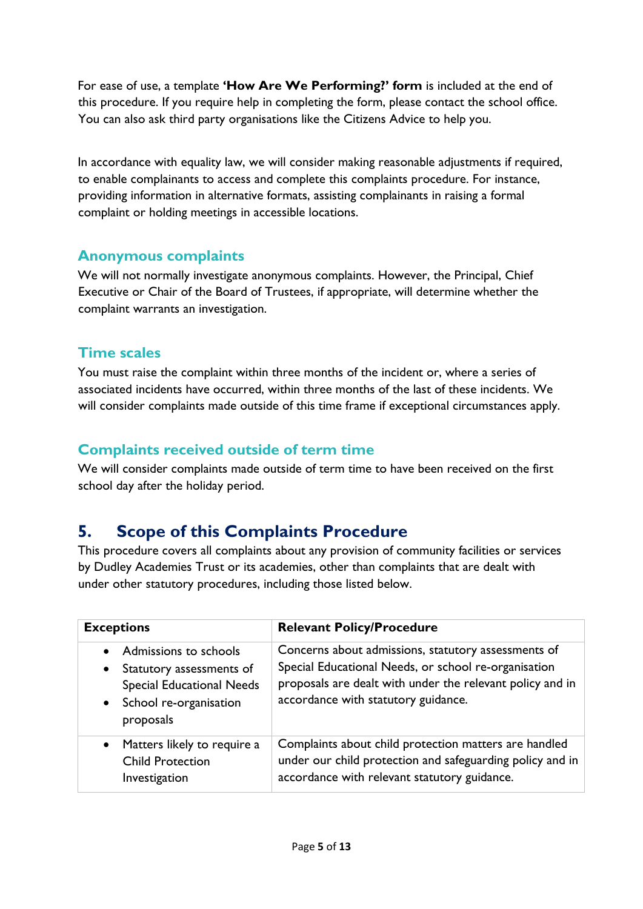For ease of use, a template **'How Are We Performing?' form** is included at the end of this procedure. If you require help in completing the form, please contact the school office. You can also ask third party organisations like the Citizens Advice to help you.

In accordance with equality law, we will consider making reasonable adjustments if required, to enable complainants to access and complete this complaints procedure. For instance, providing information in alternative formats, assisting complainants in raising a formal complaint or holding meetings in accessible locations.

### Anonymous complaints

We will not normally investigate anonymous complaints. However, the Principal, Chief Executive or Chair of the Board of Trustees, if appropriate, will determine whether the complaint warrants an investigation.

### Time scales

You must raise the complaint within three months of the incident or, where a series of associated incidents have occurred, within three months of the last of these incidents. We will consider complaints made outside of this time frame if exceptional circumstances apply.

### Complaints received outside of term time

We will consider complaints made outside of term time to have been received on the first school day after the holiday period.

## 5. Scope of this Complaints Procedure

This procedure covers all complaints about any provision of community facilities or services by Dudley Academies Trust or its academies, other than complaints that are dealt with under other statutory procedures, including those listed below.

| Exceptions | Relevant Policy/Procedure |
|---|---|
| • Admissions to schools<br>• Statutory assessments of Special Educational Needs<br>• School re-organisation proposals | Concerns about admissions, statutory assessments of Special Educational Needs, or school re-organisation proposals are dealt with under the relevant policy and in accordance with statutory guidance. |
| • Matters likely to require a Child Protection Investigation | Complaints about child protection matters are handled under our child protection and safeguarding policy and in accordance with relevant statutory guidance. |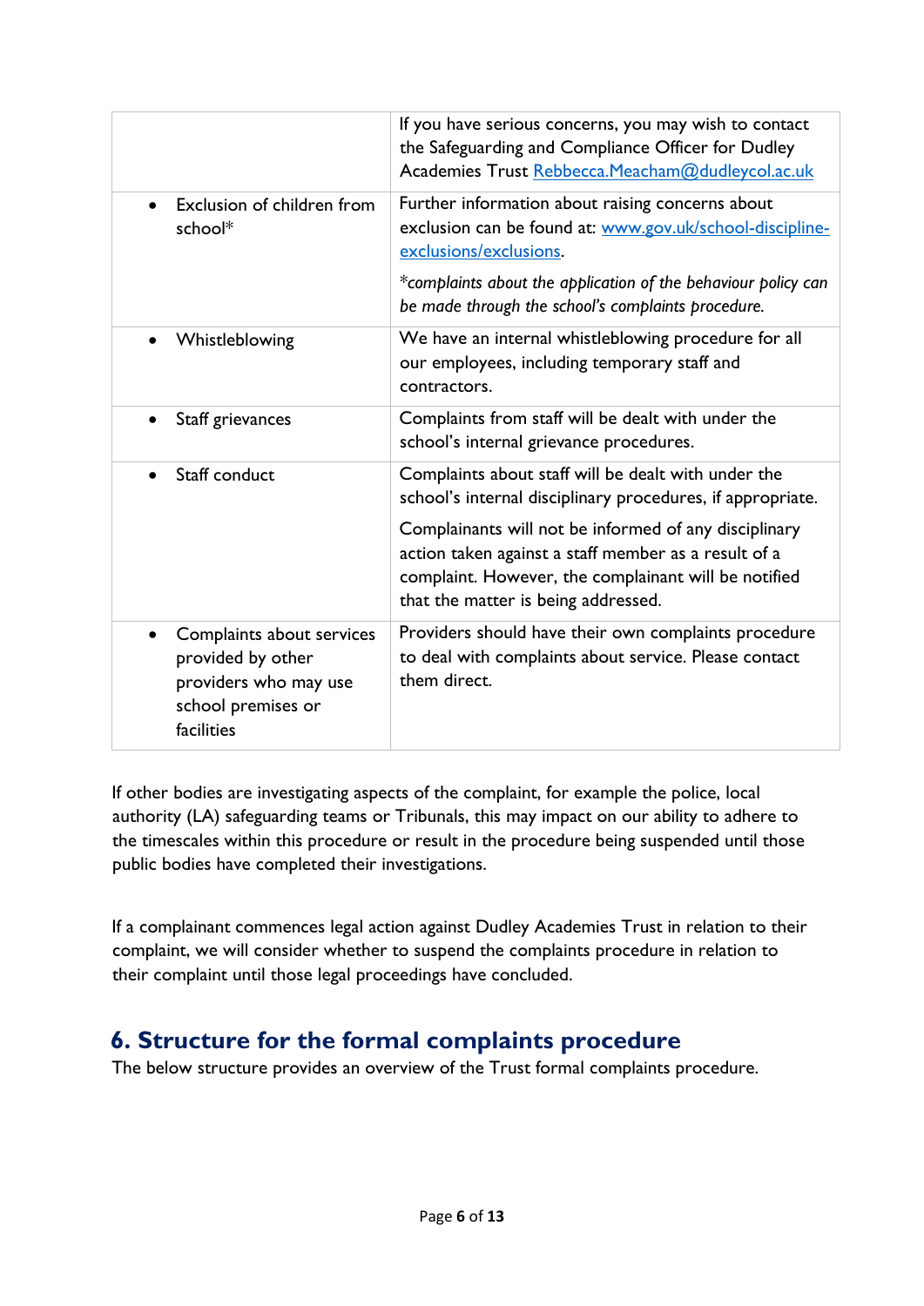| | |
|---|---|
| | If you have serious concerns, you may wish to contact the Safeguarding and Compliance Officer for Dudley Academies Trust [Rebbecca.Meacham@dudleycol.ac.uk](mailto:Rebbecca.Meacham@dudleycol.ac.uk) |
| • Exclusion of children from school* | Further information about raising concerns about exclusion can be found at: [www.gov.uk/school-discipline-exclusions/exclusions](http://www.gov.uk/school-discipline-exclusions/exclusions). <br><br> **complaints about the application of the behaviour policy can be made through the school's complaints procedure.* |
| • Whistleblowing | We have an internal whistleblowing procedure for all our employees, including temporary staff and contractors. |
| • Staff grievances | Complaints from staff will be dealt with under the school's internal grievance procedures. |
| • Staff conduct | Complaints about staff will be dealt with under the school's internal disciplinary procedures, if appropriate. <br><br> Complainants will not be informed of any disciplinary action taken against a staff member as a result of a complaint. However, the complainant will be notified that the matter is being addressed. |
| • Complaints about services provided by other providers who may use school premises or facilities | Providers should have their own complaints procedure to deal with complaints about service. Please contact them direct. |

If other bodies are investigating aspects of the complaint, for example the police, local authority (LA) safeguarding teams or Tribunals, this may impact on our ability to adhere to the timescales within this procedure or result in the procedure being suspended until those public bodies have completed their investigations.

If a complainant commences legal action against Dudley Academies Trust in relation to their complaint, we will consider whether to suspend the complaints procedure in relation to their complaint until those legal proceedings have concluded.

## 6. Structure for the formal complaints procedure

The below structure provides an overview of the Trust formal complaints procedure.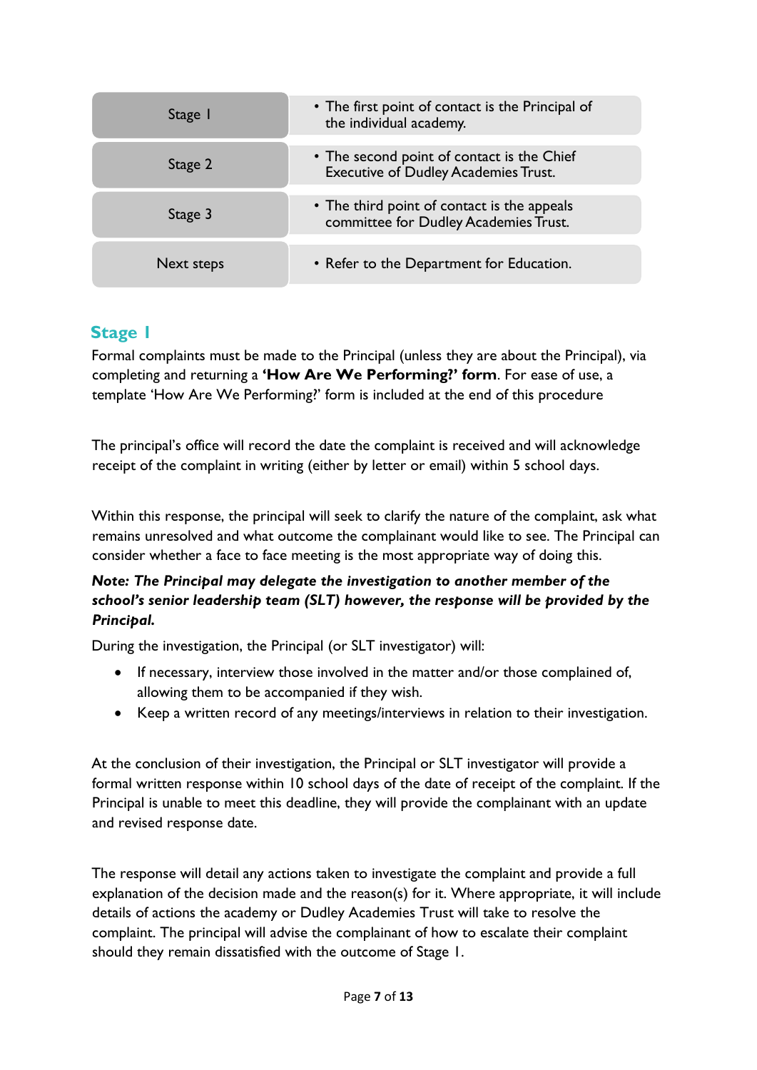| Stage | Point of contact |
|---|---|
| Stage 1 | • The first point of contact is the Principal of the individual academy. |
| Stage 2 | • The second point of contact is the Chief Executive of Dudley Academies Trust. |
| Stage 3 | • The third point of contact is the appeals committee for Dudley Academies Trust. |
| Next steps | • Refer to the Department for Education. |

## Stage 1

Formal complaints must be made to the Principal (unless they are about the Principal), via completing and returning a **'How Are We Performing?' form**. For ease of use, a template 'How Are We Performing?' form is included at the end of this procedure

The principal's office will record the date the complaint is received and will acknowledge receipt of the complaint in writing (either by letter or email) within 5 school days.

Within this response, the principal will seek to clarify the nature of the complaint, ask what remains unresolved and what outcome the complainant would like to see. The Principal can consider whether a face to face meeting is the most appropriate way of doing this.

***Note: The Principal may delegate the investigation to another member of the school's senior leadership team (SLT) however, the response will be provided by the Principal.***

During the investigation, the Principal (or SLT investigator) will:

- If necessary, interview those involved in the matter and/or those complained of, allowing them to be accompanied if they wish.
- Keep a written record of any meetings/interviews in relation to their investigation.

At the conclusion of their investigation, the Principal or SLT investigator will provide a formal written response within 10 school days of the date of receipt of the complaint. If the Principal is unable to meet this deadline, they will provide the complainant with an update and revised response date.

The response will detail any actions taken to investigate the complaint and provide a full explanation of the decision made and the reason(s) for it. Where appropriate, it will include details of actions the academy or Dudley Academies Trust will take to resolve the complaint. The principal will advise the complainant of how to escalate their complaint should they remain dissatisfied with the outcome of Stage 1.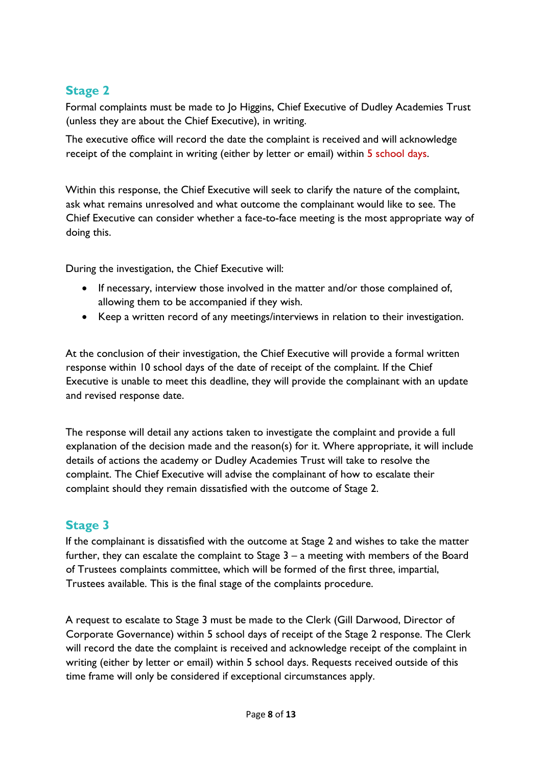## Stage 2

Formal complaints must be made to Jo Higgins, Chief Executive of Dudley Academies Trust (unless they are about the Chief Executive), in writing.

The executive office will record the date the complaint is received and will acknowledge receipt of the complaint in writing (either by letter or email) within 5 school days.

Within this response, the Chief Executive will seek to clarify the nature of the complaint, ask what remains unresolved and what outcome the complainant would like to see. The Chief Executive can consider whether a face-to-face meeting is the most appropriate way of doing this.

During the investigation, the Chief Executive will:

- If necessary, interview those involved in the matter and/or those complained of, allowing them to be accompanied if they wish.
- Keep a written record of any meetings/interviews in relation to their investigation.

At the conclusion of their investigation, the Chief Executive will provide a formal written response within 10 school days of the date of receipt of the complaint. If the Chief Executive is unable to meet this deadline, they will provide the complainant with an update and revised response date.

The response will detail any actions taken to investigate the complaint and provide a full explanation of the decision made and the reason(s) for it. Where appropriate, it will include details of actions the academy or Dudley Academies Trust will take to resolve the complaint. The Chief Executive will advise the complainant of how to escalate their complaint should they remain dissatisfied with the outcome of Stage 2.

## Stage 3

If the complainant is dissatisfied with the outcome at Stage 2 and wishes to take the matter further, they can escalate the complaint to Stage 3 – a meeting with members of the Board of Trustees complaints committee, which will be formed of the first three, impartial, Trustees available. This is the final stage of the complaints procedure.

A request to escalate to Stage 3 must be made to the Clerk (Gill Darwood, Director of Corporate Governance) within 5 school days of receipt of the Stage 2 response. The Clerk will record the date the complaint is received and acknowledge receipt of the complaint in writing (either by letter or email) within 5 school days. Requests received outside of this time frame will only be considered if exceptional circumstances apply.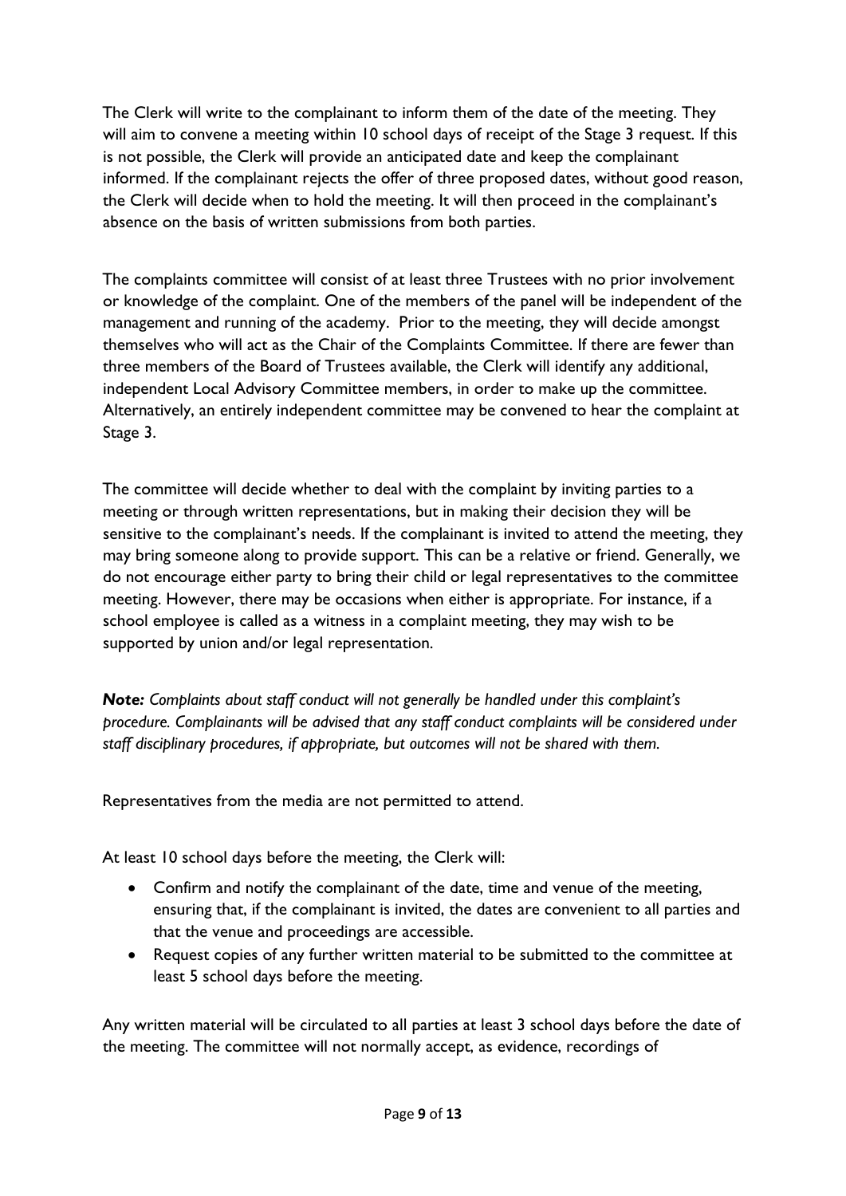The Clerk will write to the complainant to inform them of the date of the meeting. They will aim to convene a meeting within 10 school days of receipt of the Stage 3 request. If this is not possible, the Clerk will provide an anticipated date and keep the complainant informed. If the complainant rejects the offer of three proposed dates, without good reason, the Clerk will decide when to hold the meeting. It will then proceed in the complainant's absence on the basis of written submissions from both parties.

The complaints committee will consist of at least three Trustees with no prior involvement or knowledge of the complaint. One of the members of the panel will be independent of the management and running of the academy. Prior to the meeting, they will decide amongst themselves who will act as the Chair of the Complaints Committee. If there are fewer than three members of the Board of Trustees available, the Clerk will identify any additional, independent Local Advisory Committee members, in order to make up the committee. Alternatively, an entirely independent committee may be convened to hear the complaint at Stage 3.

The committee will decide whether to deal with the complaint by inviting parties to a meeting or through written representations, but in making their decision they will be sensitive to the complainant's needs. If the complainant is invited to attend the meeting, they may bring someone along to provide support. This can be a relative or friend. Generally, we do not encourage either party to bring their child or legal representatives to the committee meeting. However, there may be occasions when either is appropriate. For instance, if a school employee is called as a witness in a complaint meeting, they may wish to be supported by union and/or legal representation.

***Note:*** *Complaints about staff conduct will not generally be handled under this complaint's procedure. Complainants will be advised that any staff conduct complaints will be considered under staff disciplinary procedures, if appropriate, but outcomes will not be shared with them.*

Representatives from the media are not permitted to attend.

At least 10 school days before the meeting, the Clerk will:

- Confirm and notify the complainant of the date, time and venue of the meeting, ensuring that, if the complainant is invited, the dates are convenient to all parties and that the venue and proceedings are accessible.
- Request copies of any further written material to be submitted to the committee at least 5 school days before the meeting.

Any written material will be circulated to all parties at least 3 school days before the date of the meeting. The committee will not normally accept, as evidence, recordings of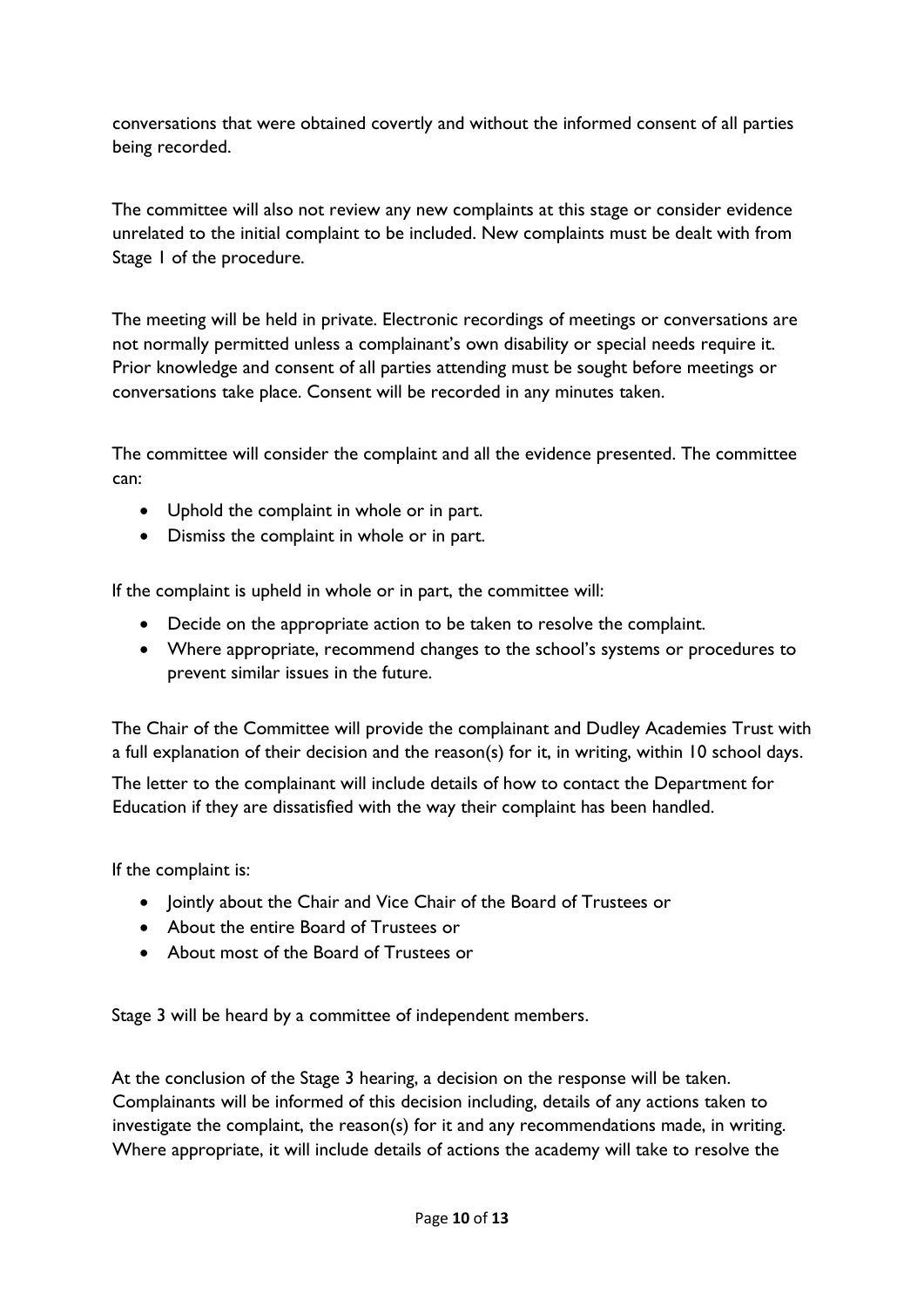conversations that were obtained covertly and without the informed consent of all parties being recorded.

The committee will also not review any new complaints at this stage or consider evidence unrelated to the initial complaint to be included. New complaints must be dealt with from Stage 1 of the procedure.

The meeting will be held in private. Electronic recordings of meetings or conversations are not normally permitted unless a complainant's own disability or special needs require it. Prior knowledge and consent of all parties attending must be sought before meetings or conversations take place. Consent will be recorded in any minutes taken.

The committee will consider the complaint and all the evidence presented. The committee can:

- Uphold the complaint in whole or in part.
- Dismiss the complaint in whole or in part.

If the complaint is upheld in whole or in part, the committee will:

- Decide on the appropriate action to be taken to resolve the complaint.
- Where appropriate, recommend changes to the school's systems or procedures to prevent similar issues in the future.

The Chair of the Committee will provide the complainant and Dudley Academies Trust with a full explanation of their decision and the reason(s) for it, in writing, within 10 school days.

The letter to the complainant will include details of how to contact the Department for Education if they are dissatisfied with the way their complaint has been handled.

If the complaint is:

- Jointly about the Chair and Vice Chair of the Board of Trustees or
- About the entire Board of Trustees or
- About most of the Board of Trustees or

Stage 3 will be heard by a committee of independent members.

At the conclusion of the Stage 3 hearing, a decision on the response will be taken. Complainants will be informed of this decision including, details of any actions taken to investigate the complaint, the reason(s) for it and any recommendations made, in writing. Where appropriate, it will include details of actions the academy will take to resolve the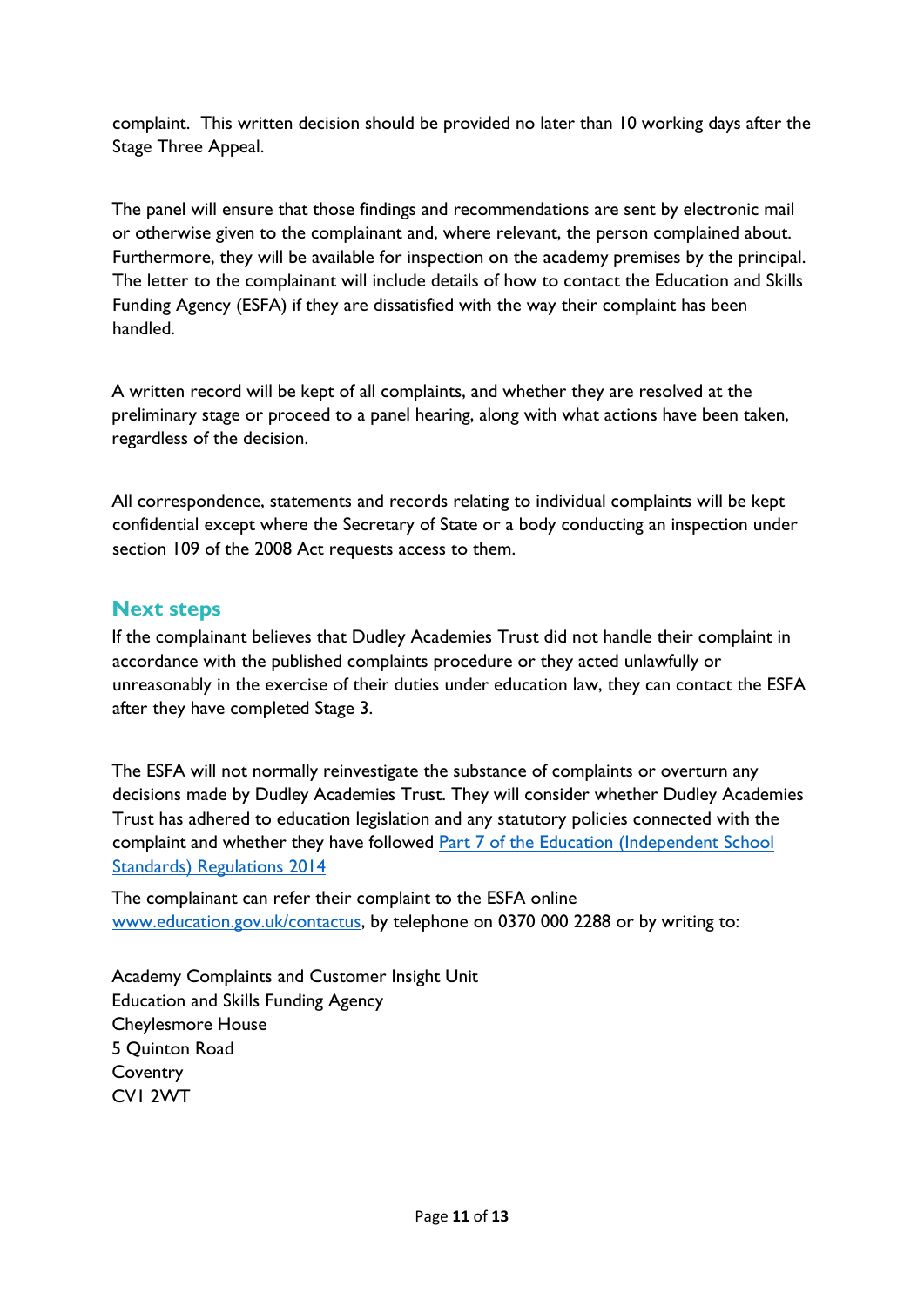complaint. This written decision should be provided no later than 10 working days after the Stage Three Appeal.

The panel will ensure that those findings and recommendations are sent by electronic mail or otherwise given to the complainant and, where relevant, the person complained about. Furthermore, they will be available for inspection on the academy premises by the principal. The letter to the complainant will include details of how to contact the Education and Skills Funding Agency (ESFA) if they are dissatisfied with the way their complaint has been handled.

A written record will be kept of all complaints, and whether they are resolved at the preliminary stage or proceed to a panel hearing, along with what actions have been taken, regardless of the decision.

All correspondence, statements and records relating to individual complaints will be kept confidential except where the Secretary of State or a body conducting an inspection under section 109 of the 2008 Act requests access to them.

## Next steps

If the complainant believes that Dudley Academies Trust did not handle their complaint in accordance with the published complaints procedure or they acted unlawfully or unreasonably in the exercise of their duties under education law, they can contact the ESFA after they have completed Stage 3.

The ESFA will not normally reinvestigate the substance of complaints or overturn any decisions made by Dudley Academies Trust. They will consider whether Dudley Academies Trust has adhered to education legislation and any statutory policies connected with the complaint and whether they have followed [Part 7 of the Education (Independent School Standards) Regulations 2014]

The complainant can refer their complaint to the ESFA online [www.education.gov.uk/contactus], by telephone on 0370 000 2288 or by writing to:

Academy Complaints and Customer Insight Unit
Education and Skills Funding Agency
Cheylesmore House
5 Quinton Road
Coventry
CV1 2WT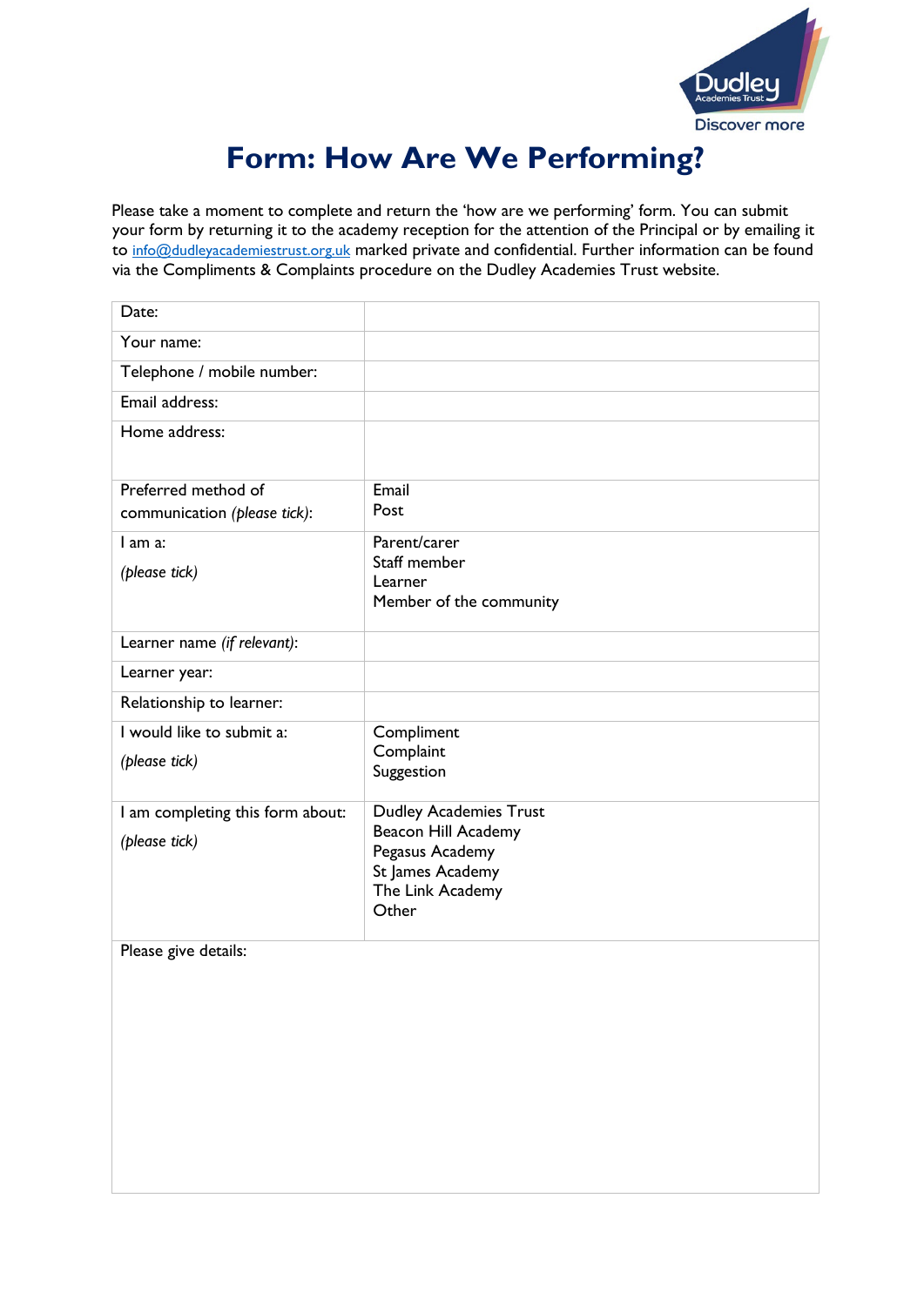# Form: How Are We Performing?

Please take a moment to complete and return the 'how are we performing' form. You can submit your form by returning it to the academy reception for the attention of the Principal or by emailing it to info@dudleyacademiestrust.org.uk marked private and confidential. Further information can be found via the Compliments & Complaints procedure on the Dudley Academies Trust website.

| | |
|---|---|
| Date: | |
| Your name: | |
| Telephone / mobile number: | |
| Email address: | |
| Home address: | |
| Preferred method of communication *(please tick)*: | Email<br>Post |
| I am a:<br>*(please tick)* | Parent/carer<br>Staff member<br>Learner<br>Member of the community |
| Learner name *(if relevant)*: | |
| Learner year: | |
| Relationship to learner: | |
| I would like to submit a:<br>*(please tick)* | Compliment<br>Complaint<br>Suggestion |
| I am completing this form about:<br>*(please tick)* | Dudley Academies Trust<br>Beacon Hill Academy<br>Pegasus Academy<br>St James Academy<br>The Link Academy<br>Other |
| Please give details: | |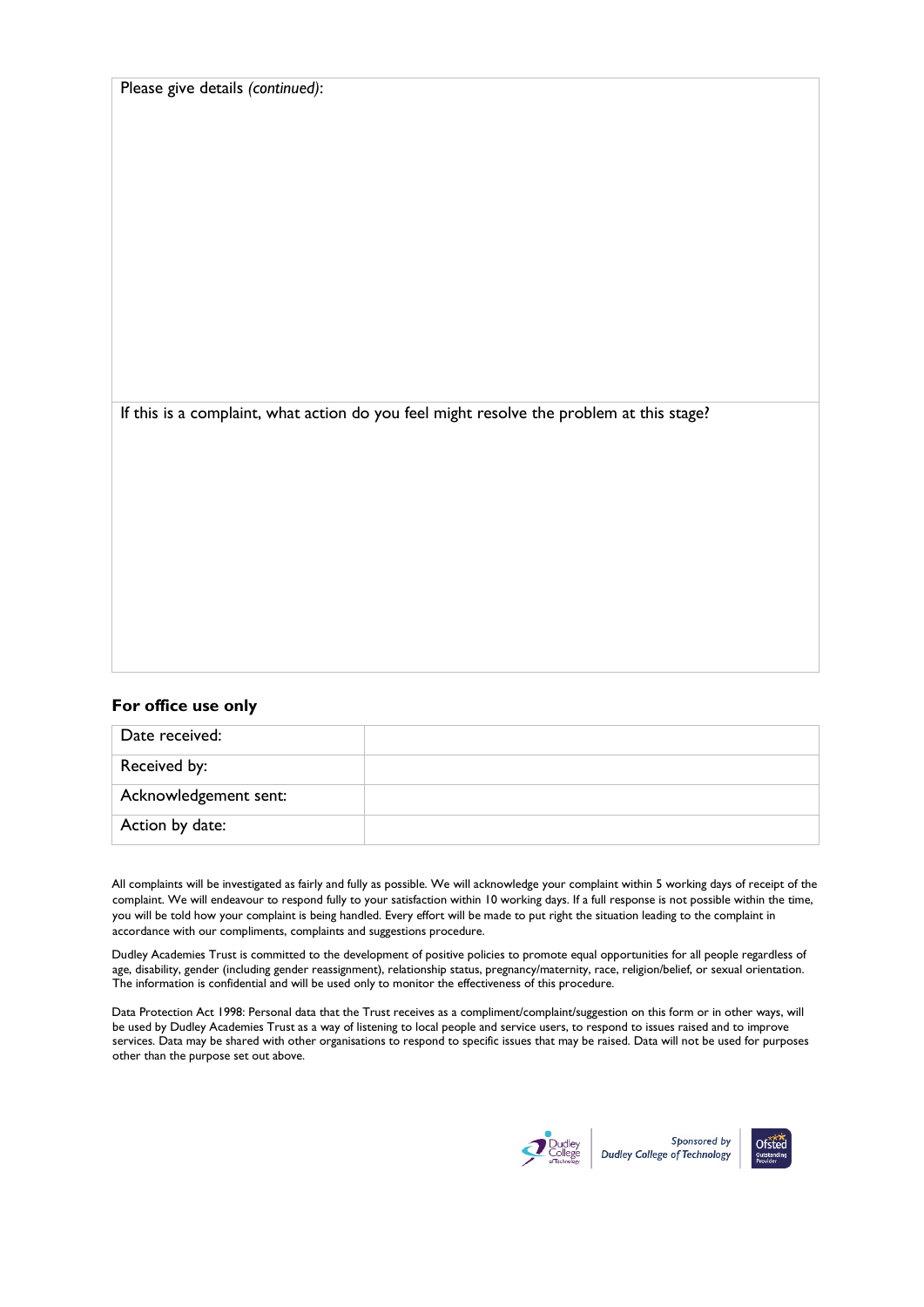Please give details *(continued)*:

If this is a complaint, what action do you feel might resolve the problem at this stage?

**For office use only**

| | |
|---|---|
| Date received: | |
| Received by: | |
| Acknowledgement sent: | |
| Action by date: | |

All complaints will be investigated as fairly and fully as possible. We will acknowledge your complaint within 5 working days of receipt of the complaint. We will endeavour to respond fully to your satisfaction within 10 working days. If a full response is not possible within the time, you will be told how your complaint is being handled. Every effort will be made to put right the situation leading to the complaint in accordance with our compliments, complaints and suggestions procedure.

Dudley Academies Trust is committed to the development of positive policies to promote equal opportunities for all people regardless of age, disability, gender (including gender reassignment), relationship status, pregnancy/maternity, race, religion/belief, or sexual orientation. The information is confidential and will be used only to monitor the effectiveness of this procedure.

Data Protection Act 1998: Personal data that the Trust receives as a compliment/complaint/suggestion on this form or in other ways, will be used by Dudley Academies Trust as a way of listening to local people and service users, to respond to issues raised and to improve services. Data may be shared with other organisations to respond to specific issues that may be raised. Data will not be used for purposes other than the purpose set out above.

Dudley College of Technology

*Sponsored by* *Dudley College of Technology*

Ofsted Outstanding Provider